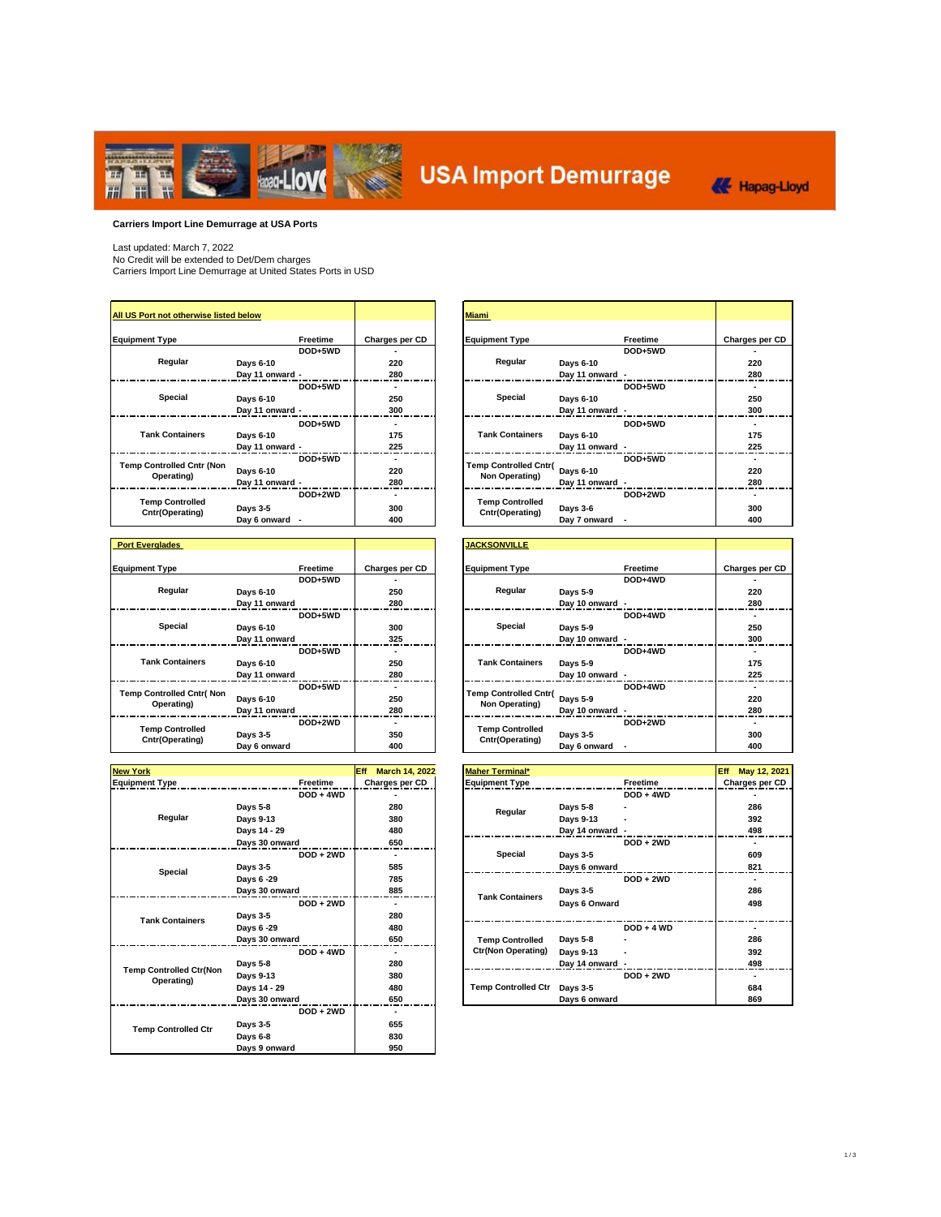# USA Import Demurrage

Hapag-Lloyd

**Carriers Import Line Demurrage at USA Ports**

Last updated: March 7, 2022
No Credit will be extended to Det/Dem charges
Carriers Import Line Demurrage at United States Ports in USD

## All US Port not otherwise listed below

| Equipment Type | | Freetime | Charges per CD |
|---|---|---|---|
| Regular | | DOD+5WD | - |
| | Days 6-10 | | 220 |
| | Day 11 onward | - | 280 |
| Special | | DOD+5WD | - |
| | Days 6-10 | | 250 |
| | Day 11 onward | - | 300 |
| Tank Containers | | DOD+5WD | - |
| | Days 6-10 | | 175 |
| | Day 11 onward | - | 225 |
| Temp Controlled Cntr (Non Operating) | | DOD+5WD | - |
| | Days 6-10 | | 220 |
| | Day 11 onward | - | 280 |
| Temp Controlled Cntr(Operating) | | DOD+2WD | - |
| | Days 3-5 | | 300 |
| | Day 6 onward | - | 400 |

## Miami

| Equipment Type | | Freetime | Charges per CD |
|---|---|---|---|
| Regular | | DOD+5WD | - |
| | Days 6-10 | | 220 |
| | Day 11 onward | - | 280 |
| Special | | DOD+5WD | - |
| | Days 6-10 | | 250 |
| | Day 11 onward | - | 300 |
| Tank Containers | | DOD+5WD | - |
| | Days 6-10 | | 175 |
| | Day 11 onward | - | 225 |
| Temp Controlled Cntr( Non Operating) | | DOD+5WD | - |
| | Days 6-10 | | 220 |
| | Day 11 onward | - | 280 |
| Temp Controlled Cntr(Operating) | | DOD+2WD | - |
| | Days 3-6 | | 300 |
| | Day 7 onward | - | 400 |

## Port Everglades

| Equipment Type | | Freetime | Charges per CD |
|---|---|---|---|
| Regular | | DOD+5WD | - |
| | Days 6-10 | | 250 |
| | Day 11 onward | | 280 |
| Special | | DOD+5WD | - |
| | Days 6-10 | | 300 |
| | Day 11 onward | | 325 |
| Tank Containers | | DOD+5WD | - |
| | Days 6-10 | | 250 |
| | Day 11 onward | | 280 |
| Temp Controlled Cntr( Non Operating) | | DOD+5WD | - |
| | Days 6-10 | | 250 |
| | Day 11 onward | | 280 |
| Temp Controlled Cntr(Operating) | | DOD+2WD | - |
| | Days 3-5 | | 350 |
| | Day 6 onward | | 400 |

## JACKSONVILLE

| Equipment Type | | Freetime | Charges per CD |
|---|---|---|---|
| Regular | | DOD+4WD | - |
| | Days 5-9 | | 220 |
| | Day 10 onward | - | 280 |
| Special | | DOD+4WD | - |
| | Days 5-9 | | 250 |
| | Day 10 onward | - | 300 |
| Tank Containers | | DOD+4WD | - |
| | Days 5-9 | | 175 |
| | Day 10 onward | - | 225 |
| Temp Controlled Cntr( Non Operating) | | DOD+4WD | - |
| | Days 5-9 | | 220 |
| | Day 10 onward | - | 280 |
| Temp Controlled Cntr(Operating) | | DOD+2WD | - |
| | Days 3-5 | | 300 |
| | Day 6 onward | - | 400 |

## New York

Eff March 14, 2022

| Equipment Type | | Freetime | Charges per CD |
|---|---|---|---|
| Regular | | DOD + 4WD | - |
| | Days 5-8 | | 280 |
| | Days 9-13 | | 380 |
| | Days 14 - 29 | | 480 |
| | Days 30 onward | | 650 |
| Special | | DOD + 2WD | - |
| | Days 3-5 | | 585 |
| | Days 6 -29 | | 785 |
| | Days 30 onward | | 885 |
| Tank Containers | | DOD + 2WD | - |
| | Days 3-5 | | 280 |
| | Days 6 -29 | | 480 |
| | Days 30 onward | | 650 |
| Temp Controlled Ctr(Non Operating) | | DOD + 4WD | - |
| | Days 5-8 | | 280 |
| | Days 9-13 | | 380 |
| | Days 14 - 29 | | 480 |
| | Days 30 onward | | 650 |
| Temp Controlled Ctr | | DOD + 2WD | - |
| | Days 3-5 | | 655 |
| | Days 6-8 | | 830 |
| | Days 9 onward | | 950 |

## Maher Terminal*

Eff May 12, 2021

| Equipment Type | | Freetime | Charges per CD |
|---|---|---|---|
| Regular | | DOD + 4WD | - |
| | Days 5-8 | - | 286 |
| | Days 9-13 | - | 392 |
| | Day 14 onward | - | 498 |
| Special | | DOD + 2WD | - |
| | Days 3-5 | | 609 |
| | Days 6 onward | | 821 |
| Tank Containers | | DOD + 2WD | - |
| | Days 3-5 | | 286 |
| | Days 6 Onward | | 498 |
| Temp Controlled Ctr(Non Operating) | | DOD + 4 WD | - |
| | Days 5-8 | - | 286 |
| | Days 9-13 | - | 392 |
| | Day 14 onward | - | 498 |
| Temp Controlled Ctr | | DOD + 2WD | - |
| | Days 3-5 | | 684 |
| | Days 6 onward | | 869 |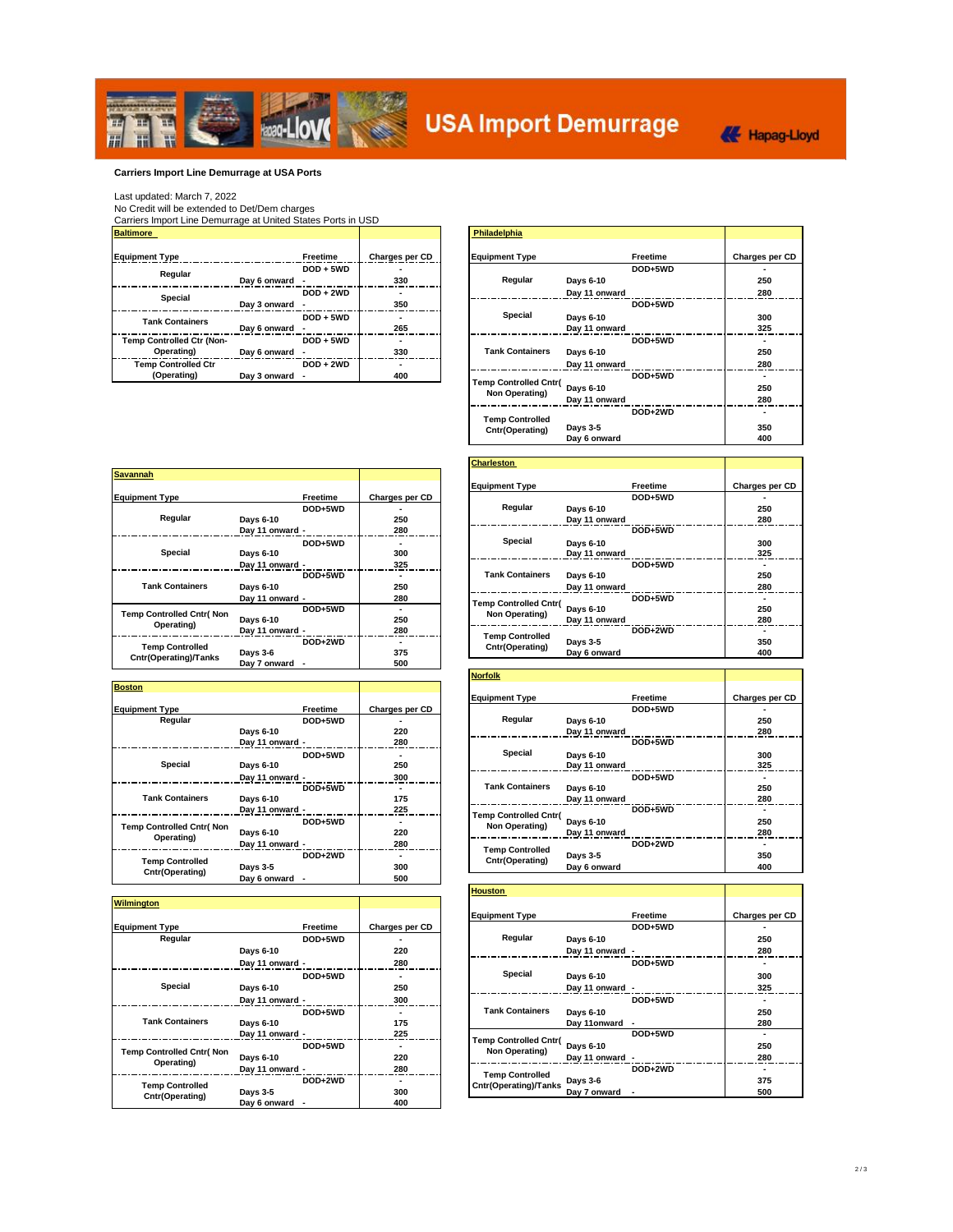# USA Import Demurrage

Hapag-Lloyd

**Carriers Import Line Demurrage at USA Ports**

Last updated: March 7, 2022
No Credit will be extended to Det/Dem charges
Carriers Import Line Demurrage at United States Ports in USD

## Baltimore

| Equipment Type | | Freetime | Charges per CD |
|---|---|---|---|
| Regular | | DOD + 5WD | - |
| | Day 6 onward | - | 330 |
| Special | | DOD + 2WD | - |
| | Day 3 onward | - | 350 |
| Tank Containers | | DOD + 5WD | - |
| | Day 6 onward | - | 265 |
| Temp Controlled Ctr (Non-Operating) | | DOD + 5WD | - |
| | Day 6 onward | - | 330 |
| Temp Controlled Ctr (Operating) | | DOD + 2WD | - |
| | Day 3 onward | - | 400 |

## Philadelphia

| Equipment Type | | Freetime | Charges per CD |
|---|---|---|---|
| Regular | | DOD+5WD | - |
| | Days 6-10 | | 250 |
| | Day 11 onward | | 280 |
| Special | | DOD+5WD | - |
| | Days 6-10 | | 300 |
| | Day 11 onward | | 325 |
| Tank Containers | | DOD+5WD | - |
| | Days 6-10 | | 250 |
| | Day 11 onward | | 280 |
| Temp Controlled Cntr( Non Operating) | | DOD+5WD | - |
| | Days 6-10 | | 250 |
| | Day 11 onward | | 280 |
| Temp Controlled Cntr(Operating) | | DOD+2WD | - |
| | Days 3-5 | | 350 |
| | Day 6 onward | | 400 |

## Savannah

| Equipment Type | | Freetime | Charges per CD |
|---|---|---|---|
| Regular | | DOD+5WD | - |
| | Days 6-10 | | 250 |
| | Day 11 onward | - | 280 |
| Special | | DOD+5WD | - |
| | Days 6-10 | | 300 |
| | Day 11 onward | - | 325 |
| Tank Containers | | DOD+5WD | - |
| | Days 6-10 | | 250 |
| | Day 11 onward | - | 280 |
| Temp Controlled Cntr( Non Operating) | | DOD+5WD | - |
| | Days 6-10 | | 250 |
| | Day 11 onward | - | 280 |
| Temp Controlled Cntr(Operating)/Tanks | | DOD+2WD | - |
| | Days 3-6 | | 375 |
| | Day 7 onward | - | 500 |

## Charleston

| Equipment Type | | Freetime | Charges per CD |
|---|---|---|---|
| Regular | | DOD+5WD | - |
| | Days 6-10 | | 250 |
| | Day 11 onward | | 280 |
| Special | | DOD+5WD | - |
| | Days 6-10 | | 300 |
| | Day 11 onward | | 325 |
| Tank Containers | | DOD+5WD | - |
| | Days 6-10 | | 250 |
| | Day 11 onward | | 280 |
| Temp Controlled Cntr( Non Operating) | | DOD+5WD | - |
| | Days 6-10 | | 250 |
| | Day 11 onward | | 280 |
| Temp Controlled Cntr(Operating) | | DOD+2WD | - |
| | Days 3-5 | | 350 |
| | Day 6 onward | | 400 |

## Boston

| Equipment Type | | Freetime | Charges per CD |
|---|---|---|---|
| Regular | | DOD+5WD | - |
| | Days 6-10 | | 220 |
| | Day 11 onward | - | 280 |
| Special | | DOD+5WD | - |
| | Days 6-10 | | 250 |
| | Day 11 onward | - | 300 |
| Tank Containers | | DOD+5WD | - |
| | Days 6-10 | | 175 |
| | Day 11 onward | - | 225 |
| Temp Controlled Cntr( Non Operating) | | DOD+5WD | - |
| | Days 6-10 | | 220 |
| | Day 11 onward | - | 280 |
| Temp Controlled Cntr(Operating) | | DOD+2WD | - |
| | Days 3-5 | | 300 |
| | Day 6 onward | - | 500 |

## Norfolk

| Equipment Type | | Freetime | Charges per CD |
|---|---|---|---|
| Regular | | DOD+5WD | - |
| | Days 6-10 | | 250 |
| | Day 11 onward | | 280 |
| Special | | DOD+5WD | - |
| | Days 6-10 | | 300 |
| | Day 11 onward | | 325 |
| Tank Containers | | DOD+5WD | - |
| | Days 6-10 | | 250 |
| | Day 11 onward | | 280 |
| Temp Controlled Cntr( Non Operating) | | DOD+5WD | - |
| | Days 6-10 | | 250 |
| | Day 11 onward | | 280 |
| Temp Controlled Cntr(Operating) | | DOD+2WD | - |
| | Days 3-5 | | 350 |
| | Day 6 onward | | 400 |

## Wilmington

| Equipment Type | | Freetime | Charges per CD |
|---|---|---|---|
| Regular | | DOD+5WD | - |
| | Days 6-10 | | 220 |
| | Day 11 onward | - | 280 |
| Special | | DOD+5WD | - |
| | Days 6-10 | | 250 |
| | Day 11 onward | - | 300 |
| Tank Containers | | DOD+5WD | - |
| | Days 6-10 | | 175 |
| | Day 11 onward | - | 225 |
| Temp Controlled Cntr( Non Operating) | | DOD+5WD | - |
| | Days 6-10 | | 220 |
| | Day 11 onward | - | 280 |
| Temp Controlled Cntr(Operating) | | DOD+2WD | - |
| | Days 3-5 | | 300 |
| | Day 6 onward | - | 400 |

## Houston

| Equipment Type | | Freetime | Charges per CD |
|---|---|---|---|
| Regular | | DOD+5WD | - |
| | Days 6-10 | | 250 |
| | Day 11 onward | - | 280 |
| Special | | DOD+5WD | - |
| | Days 6-10 | | 300 |
| | Day 11 onward | - | 325 |
| Tank Containers | | DOD+5WD | - |
| | Days 6-10 | | 250 |
| | Day 11onward | - | 280 |
| Temp Controlled Cntr( Non Operating) | | DOD+5WD | - |
| | Days 6-10 | | 250 |
| | Day 11 onward | - | 280 |
| Temp Controlled Cntr(Operating)/Tanks | | DOD+2WD | - |
| | Days 3-6 | | 375 |
| | Day 7 onward | - | 500 |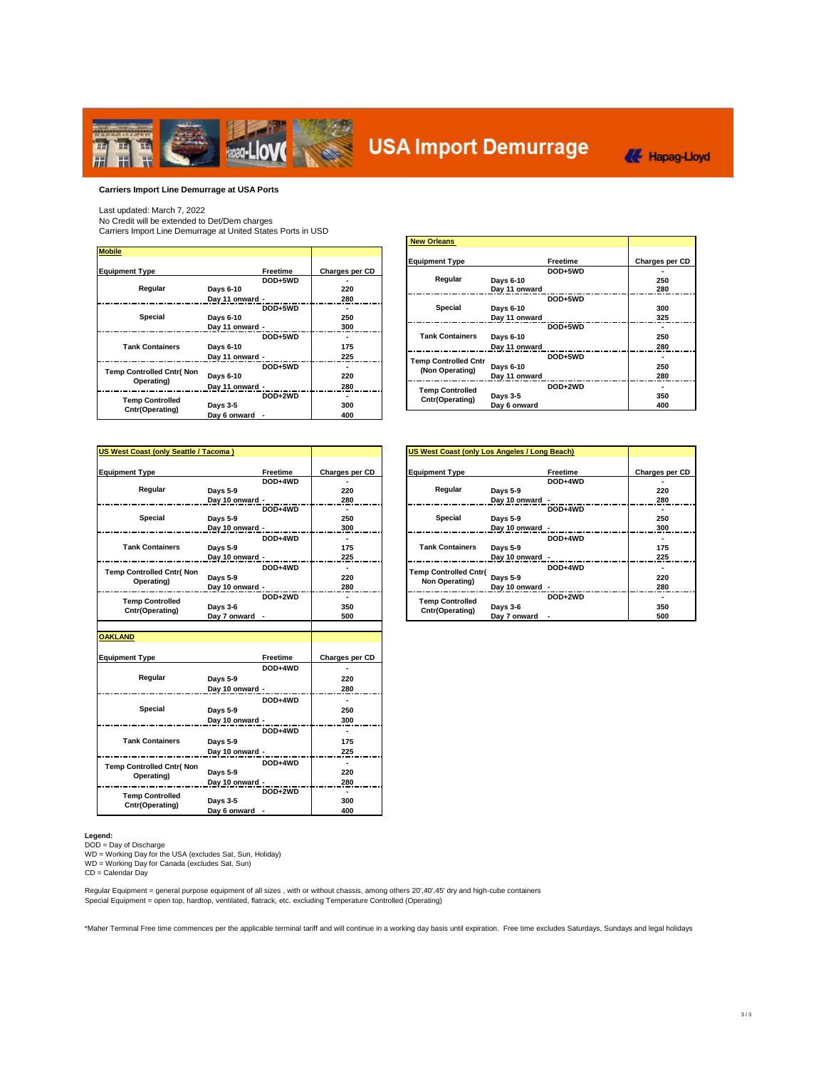# USA Import Demurrage

Hapag-Lloyd

**Carriers Import Line Demurrage at USA Ports**

Last updated: March 7, 2022
No Credit will be extended to Det/Dem charges
Carriers Import Line Demurrage at United States Ports in USD

**Mobile**

| Equipment Type | | Freetime | Charges per CD |
|---|---|---|---|
| | | DOD+5WD | - |
| Regular | Days 6-10 | | 220 |
| | Day 11 onward | - | 280 |
| | | DOD+5WD | - |
| Special | Days 6-10 | | 250 |
| | Day 11 onward | - | 300 |
| | | DOD+5WD | - |
| Tank Containers | Days 6-10 | | 175 |
| | Day 11 onward | - | 225 |
| | | DOD+5WD | - |
| Temp Controlled Cntr( Non Operating) | Days 6-10 | | 220 |
| | Day 11 onward | - | 280 |
| | | DOD+2WD | - |
| Temp Controlled Cntr(Operating) | Days 3-5 | | 300 |
| | Day 6 onward | - | 400 |

**New Orleans**

| Equipment Type | | Freetime | Charges per CD |
|---|---|---|---|
| | | DOD+5WD | - |
| Regular | Days 6-10 | | 250 |
| | Day 11 onward | | 280 |
| | | DOD+5WD | - |
| Special | Days 6-10 | | 300 |
| | Day 11 onward | | 325 |
| | | DOD+5WD | - |
| Tank Containers | Days 6-10 | | 250 |
| | Day 11 onward | | 280 |
| | | DOD+5WD | - |
| Temp Controlled Cntr (Non Operating) | Days 6-10 | | 250 |
| | Day 11 onward | | 280 |
| | | DOD+2WD | - |
| Temp Controlled Cntr(Operating) | Days 3-5 | | 350 |
| | Day 6 onward | | 400 |

**US West Coast (only Seattle / Tacoma )**

| Equipment Type | | Freetime | Charges per CD |
|---|---|---|---|
| | | DOD+4WD | - |
| Regular | Days 5-9 | | 220 |
| | Day 10 onward | - | 280 |
| | | DOD+4WD | - |
| Special | Days 5-9 | | 250 |
| | Day 10 onward | - | 300 |
| | | DOD+4WD | - |
| Tank Containers | Days 5-9 | | 175 |
| | Day 10 onward | - | 225 |
| | | DOD+4WD | - |
| Temp Controlled Cntr( Non Operating) | Days 5-9 | | 220 |
| | Day 10 onward | - | 280 |
| | | DOD+2WD | - |
| Temp Controlled Cntr(Operating) | Days 3-6 | | 350 |
| | Day 7 onward | - | 500 |

**US West Coast (only Los Angeles / Long Beach)**

| Equipment Type | | Freetime | Charges per CD |
|---|---|---|---|
| | | DOD+4WD | - |
| Regular | Days 5-9 | | 220 |
| | Day 10 onward | - | 280 |
| | | DOD+4WD | - |
| Special | Days 5-9 | | 250 |
| | Day 10 onward | - | 300 |
| | | DOD+4WD | - |
| Tank Containers | Days 5-9 | | 175 |
| | Day 10 onward | - | 225 |
| | | DOD+4WD | - |
| Temp Controlled Cntr( Non Operating) | Days 5-9 | | 220 |
| | Day 10 onward | - | 280 |
| | | DOD+2WD | - |
| Temp Controlled Cntr(Operating) | Days 3-6 | | 350 |
| | Day 7 onward | - | 500 |

**OAKLAND**

| Equipment Type | | Freetime | Charges per CD |
|---|---|---|---|
| | | DOD+4WD | - |
| Regular | Days 5-9 | | 220 |
| | Day 10 onward | - | 280 |
| | | DOD+4WD | - |
| Special | Days 5-9 | | 250 |
| | Day 10 onward | - | 300 |
| | | DOD+4WD | - |
| Tank Containers | Days 5-9 | | 175 |
| | Day 10 onward | - | 225 |
| | | DOD+4WD | - |
| Temp Controlled Cntr( Non Operating) | Days 5-9 | | 220 |
| | Day 10 onward | - | 280 |
| | | DOD+2WD | - |
| Temp Controlled Cntr(Operating) | Days 3-5 | | 300 |
| | Day 6 onward | - | 400 |

**Legend:**
DOD = Day of Discharge
WD = Working Day for the USA (excludes Sat, Sun, Holiday)
WD = Working Day for Canada (excludes Sat, Sun)
CD = Calendar Day

Regular Equipment = general purpose equipment of all sizes , with or without chassis, among others 20',40',45' dry and high-cube containers
Special Equipment = open top, hardtop, ventilated, flatrack, etc. excluding Temperature Controlled (Operating)

*Maher Terminal Free time commences per the applicable terminal tariff and will continue in a working day basis until expiration. Free time excludes Saturdays, Sundays and legal holidays